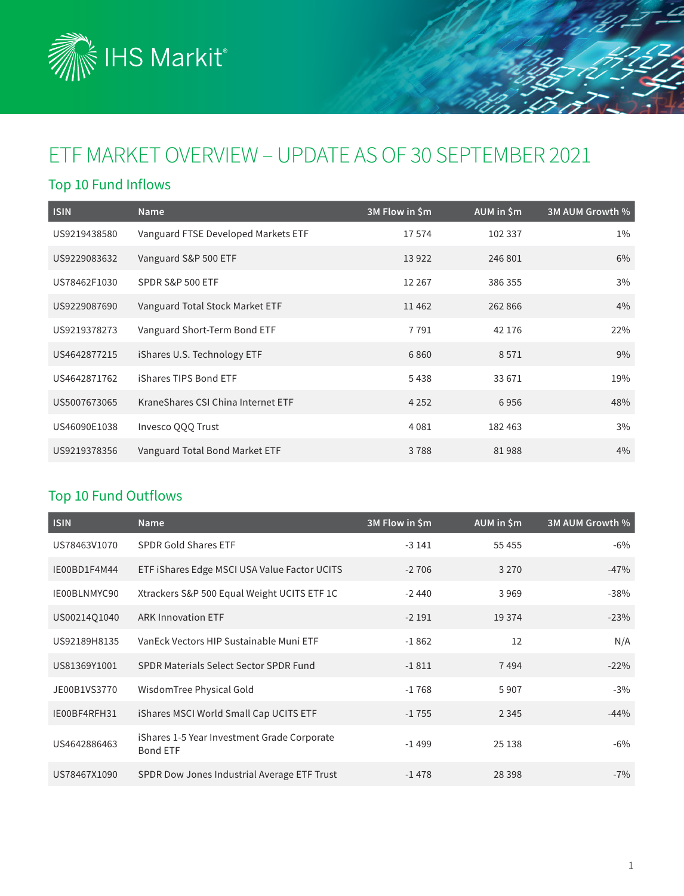IHS Markit

# ETF MARKET OVERVIEW – UPDATE AS OF 30 SEPTEMBER 2021

## Top 10 Fund Inflows

| ISIN | Name | 3M Flow in $m | AUM in $m | 3M AUM Growth % |
|---|---|---|---|---|
| US9219438580 | Vanguard FTSE Developed Markets ETF | 17 574 | 102 337 | 1% |
| US9229083632 | Vanguard S&P 500 ETF | 13 922 | 246 801 | 6% |
| US78462F1030 | SPDR S&P 500 ETF | 12 267 | 386 355 | 3% |
| US9229087690 | Vanguard Total Stock Market ETF | 11 462 | 262 866 | 4% |
| US9219378273 | Vanguard Short-Term Bond ETF | 7 791 | 42 176 | 22% |
| US4642877215 | iShares U.S. Technology ETF | 6 860 | 8 571 | 9% |
| US4642871762 | iShares TIPS Bond ETF | 5 438 | 33 671 | 19% |
| US5007673065 | KraneShares CSI China Internet ETF | 4 252 | 6 956 | 48% |
| US46090E1038 | Invesco QQQ Trust | 4 081 | 182 463 | 3% |
| US9219378356 | Vanguard Total Bond Market ETF | 3 788 | 81 988 | 4% |

## Top 10 Fund Outflows

| ISIN | Name | 3M Flow in $m | AUM in $m | 3M AUM Growth % |
|---|---|---|---|---|
| US78463V1070 | SPDR Gold Shares ETF | -3 141 | 55 455 | -6% |
| IE00BD1F4M44 | ETF iShares Edge MSCI USA Value Factor UCITS | -2 706 | 3 270 | -47% |
| IE00BLNMYC90 | Xtrackers S&P 500 Equal Weight UCITS ETF 1C | -2 440 | 3 969 | -38% |
| US00214Q1040 | ARK Innovation ETF | -2 191 | 19 374 | -23% |
| US92189H8135 | VanEck Vectors HIP Sustainable Muni ETF | -1 862 | 12 | N/A |
| US81369Y1001 | SPDR Materials Select Sector SPDR Fund | -1 811 | 7 494 | -22% |
| JE00B1VS3770 | WisdomTree Physical Gold | -1 768 | 5 907 | -3% |
| IE00BF4RFH31 | iShares MSCI World Small Cap UCITS ETF | -1 755 | 2 345 | -44% |
| US4642886463 | iShares 1-5 Year Investment Grade Corporate Bond ETF | -1 499 | 25 138 | -6% |
| US78467X1090 | SPDR Dow Jones Industrial Average ETF Trust | -1 478 | 28 398 | -7% |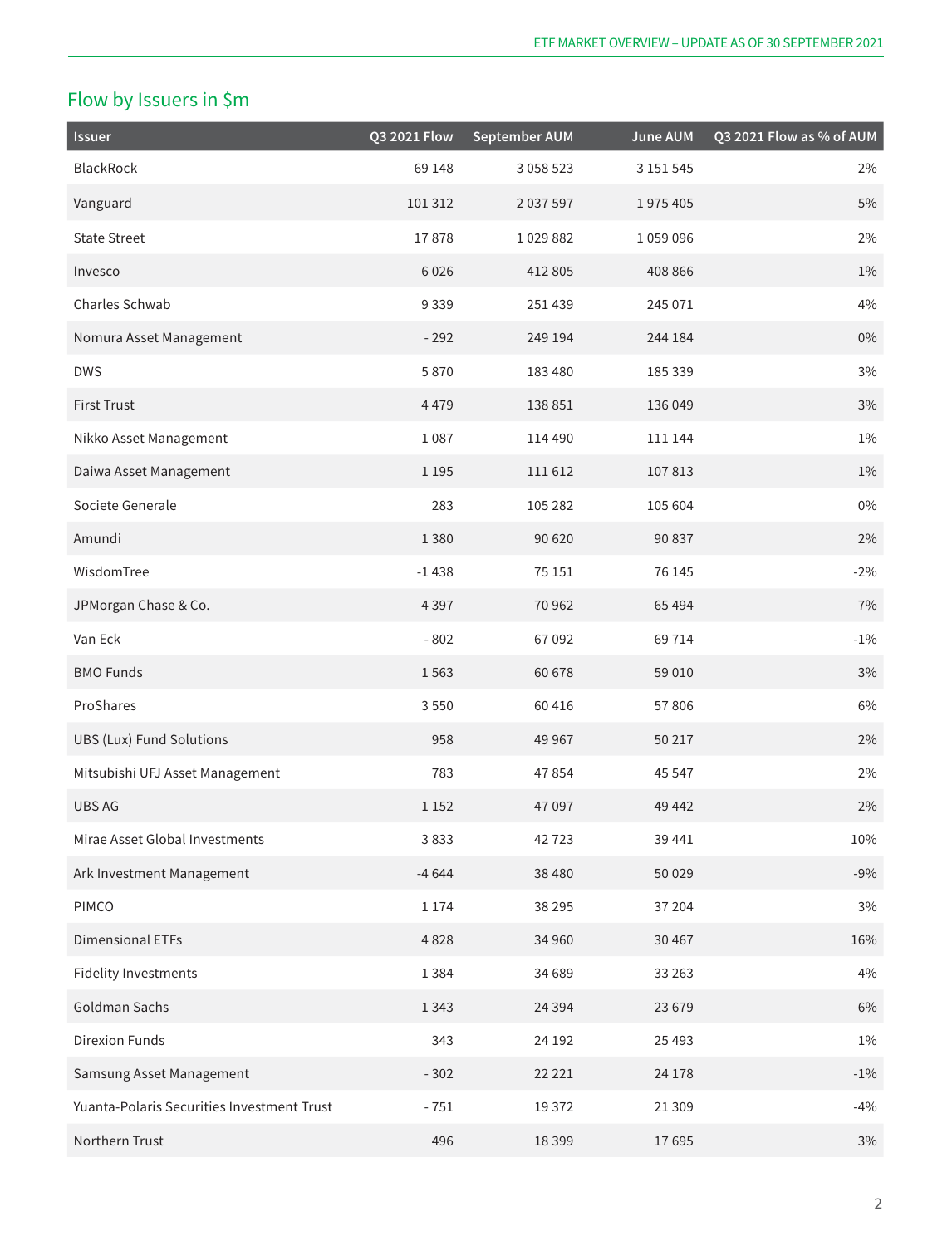## Flow by Issuers in $m

| Issuer | Q3 2021 Flow | September AUM | June AUM | Q3 2021 Flow as % of AUM |
|---|---|---|---|---|
| BlackRock | 69 148 | 3 058 523 | 3 151 545 | 2% |
| Vanguard | 101 312 | 2 037 597 | 1 975 405 | 5% |
| State Street | 17 878 | 1 029 882 | 1 059 096 | 2% |
| Invesco | 6 026 | 412 805 | 408 866 | 1% |
| Charles Schwab | 9 339 | 251 439 | 245 071 | 4% |
| Nomura Asset Management | - 292 | 249 194 | 244 184 | 0% |
| DWS | 5 870 | 183 480 | 185 339 | 3% |
| First Trust | 4 479 | 138 851 | 136 049 | 3% |
| Nikko Asset Management | 1 087 | 114 490 | 111 144 | 1% |
| Daiwa Asset Management | 1 195 | 111 612 | 107 813 | 1% |
| Societe Generale | 283 | 105 282 | 105 604 | 0% |
| Amundi | 1 380 | 90 620 | 90 837 | 2% |
| WisdomTree | -1 438 | 75 151 | 76 145 | -2% |
| JPMorgan Chase & Co. | 4 397 | 70 962 | 65 494 | 7% |
| Van Eck | - 802 | 67 092 | 69 714 | -1% |
| BMO Funds | 1 563 | 60 678 | 59 010 | 3% |
| ProShares | 3 550 | 60 416 | 57 806 | 6% |
| UBS (Lux) Fund Solutions | 958 | 49 967 | 50 217 | 2% |
| Mitsubishi UFJ Asset Management | 783 | 47 854 | 45 547 | 2% |
| UBS AG | 1 152 | 47 097 | 49 442 | 2% |
| Mirae Asset Global Investments | 3 833 | 42 723 | 39 441 | 10% |
| Ark Investment Management | -4 644 | 38 480 | 50 029 | -9% |
| PIMCO | 1 174 | 38 295 | 37 204 | 3% |
| Dimensional ETFs | 4 828 | 34 960 | 30 467 | 16% |
| Fidelity Investments | 1 384 | 34 689 | 33 263 | 4% |
| Goldman Sachs | 1 343 | 24 394 | 23 679 | 6% |
| Direxion Funds | 343 | 24 192 | 25 493 | 1% |
| Samsung Asset Management | - 302 | 22 221 | 24 178 | -1% |
| Yuanta-Polaris Securities Investment Trust | - 751 | 19 372 | 21 309 | -4% |
| Northern Trust | 496 | 18 399 | 17 695 | 3% |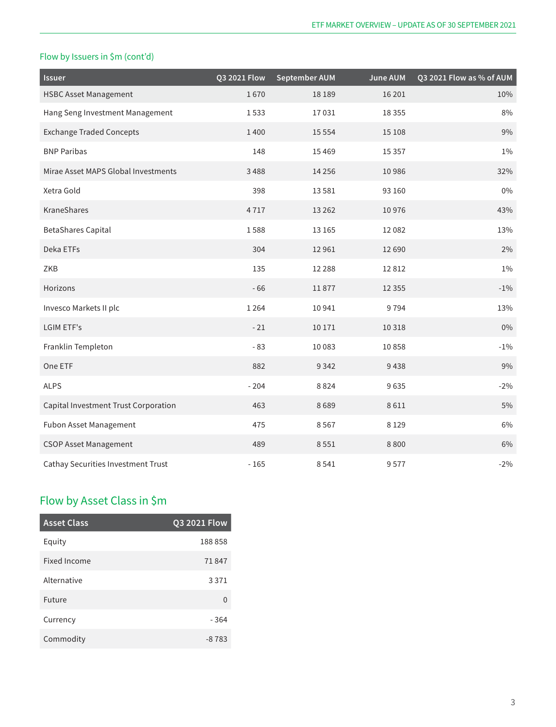## Flow by Issuers in $m (cont'd)

| Issuer | Q3 2021 Flow | September AUM | June AUM | Q3 2021 Flow as % of AUM |
|---|---|---|---|---|
| HSBC Asset Management | 1 670 | 18 189 | 16 201 | 10% |
| Hang Seng Investment Management | 1 533 | 17 031 | 18 355 | 8% |
| Exchange Traded Concepts | 1 400 | 15 554 | 15 108 | 9% |
| BNP Paribas | 148 | 15 469 | 15 357 | 1% |
| Mirae Asset MAPS Global Investments | 3 488 | 14 256 | 10 986 | 32% |
| Xetra Gold | 398 | 13 581 | 93 160 | 0% |
| KraneShares | 4 717 | 13 262 | 10 976 | 43% |
| BetaShares Capital | 1 588 | 13 165 | 12 082 | 13% |
| Deka ETFs | 304 | 12 961 | 12 690 | 2% |
| ZKB | 135 | 12 288 | 12 812 | 1% |
| Horizons | - 66 | 11 877 | 12 355 | -1% |
| Invesco Markets II plc | 1 264 | 10 941 | 9 794 | 13% |
| LGIM ETF's | - 21 | 10 171 | 10 318 | 0% |
| Franklin Templeton | - 83 | 10 083 | 10 858 | -1% |
| One ETF | 882 | 9 342 | 9 438 | 9% |
| ALPS | - 204 | 8 824 | 9 635 | -2% |
| Capital Investment Trust Corporation | 463 | 8 689 | 8 611 | 5% |
| Fubon Asset Management | 475 | 8 567 | 8 129 | 6% |
| CSOP Asset Management | 489 | 8 551 | 8 800 | 6% |
| Cathay Securities Investment Trust | - 165 | 8 541 | 9 577 | -2% |

## Flow by Asset Class in $m

| Asset Class | Q3 2021 Flow |
|---|---|
| Equity | 188 858 |
| Fixed Income | 71 847 |
| Alternative | 3 371 |
| Future | 0 |
| Currency | - 364 |
| Commodity | -8 783 |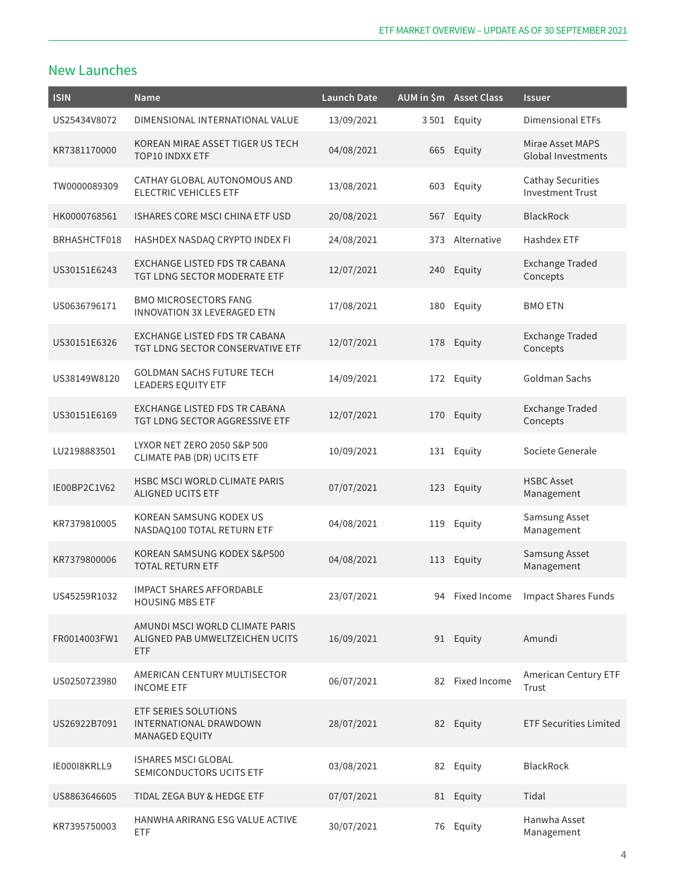## New Launches

| ISIN | Name | Launch Date | AUM in $m | Asset Class | Issuer |
|---|---|---|---|---|---|
| US25434V8072 | DIMENSIONAL INTERNATIONAL VALUE | 13/09/2021 | 3 501 | Equity | Dimensional ETFs |
| KR7381170000 | KOREAN MIRAE ASSET TIGER US TECH TOP10 INDXX ETF | 04/08/2021 | 665 | Equity | Mirae Asset MAPS Global Investments |
| TW0000089309 | CATHAY GLOBAL AUTONOMOUS AND ELECTRIC VEHICLES ETF | 13/08/2021 | 603 | Equity | Cathay Securities Investment Trust |
| HK0000768561 | ISHARES CORE MSCI CHINA ETF USD | 20/08/2021 | 567 | Equity | BlackRock |
| BRHASHCTF018 | HASHDEX NASDAQ CRYPTO INDEX FI | 24/08/2021 | 373 | Alternative | Hashdex ETF |
| US30151E6243 | EXCHANGE LISTED FDS TR CABANA TGT LDNG SECTOR MODERATE ETF | 12/07/2021 | 240 | Equity | Exchange Traded Concepts |
| US0636796171 | BMO MICROSECTORS FANG INNOVATION 3X LEVERAGED ETN | 17/08/2021 | 180 | Equity | BMO ETN |
| US30151E6326 | EXCHANGE LISTED FDS TR CABANA TGT LDNG SECTOR CONSERVATIVE ETF | 12/07/2021 | 178 | Equity | Exchange Traded Concepts |
| US38149W8120 | GOLDMAN SACHS FUTURE TECH LEADERS EQUITY ETF | 14/09/2021 | 172 | Equity | Goldman Sachs |
| US30151E6169 | EXCHANGE LISTED FDS TR CABANA TGT LDNG SECTOR AGGRESSIVE ETF | 12/07/2021 | 170 | Equity | Exchange Traded Concepts |
| LU2198883501 | LYXOR NET ZERO 2050 S&P 500 CLIMATE PAB (DR) UCITS ETF | 10/09/2021 | 131 | Equity | Societe Generale |
| IE00BP2C1V62 | HSBC MSCI WORLD CLIMATE PARIS ALIGNED UCITS ETF | 07/07/2021 | 123 | Equity | HSBC Asset Management |
| KR7379810005 | KOREAN SAMSUNG KODEX US NASDAQ100 TOTAL RETURN ETF | 04/08/2021 | 119 | Equity | Samsung Asset Management |
| KR7379800006 | KOREAN SAMSUNG KODEX S&P500 TOTAL RETURN ETF | 04/08/2021 | 113 | Equity | Samsung Asset Management |
| US45259R1032 | IMPACT SHARES AFFORDABLE HOUSING MBS ETF | 23/07/2021 | 94 | Fixed Income | Impact Shares Funds |
| FR0014003FW1 | AMUNDI MSCI WORLD CLIMATE PARIS ALIGNED PAB UMWELTZEICHEN UCITS ETF | 16/09/2021 | 91 | Equity | Amundi |
| US0250723980 | AMERICAN CENTURY MULTISECTOR INCOME ETF | 06/07/2021 | 82 | Fixed Income | American Century ETF Trust |
| US26922B7091 | ETF SERIES SOLUTIONS INTERNATIONAL DRAWDOWN MANAGED EQUITY | 28/07/2021 | 82 | Equity | ETF Securities Limited |
| IE000I8KRLL9 | ISHARES MSCI GLOBAL SEMICONDUCTORS UCITS ETF | 03/08/2021 | 82 | Equity | BlackRock |
| US8863646605 | TIDAL ZEGA BUY & HEDGE ETF | 07/07/2021 | 81 | Equity | Tidal |
| KR7395750003 | HANWHA ARIRANG ESG VALUE ACTIVE ETF | 30/07/2021 | 76 | Equity | Hanwha Asset Management |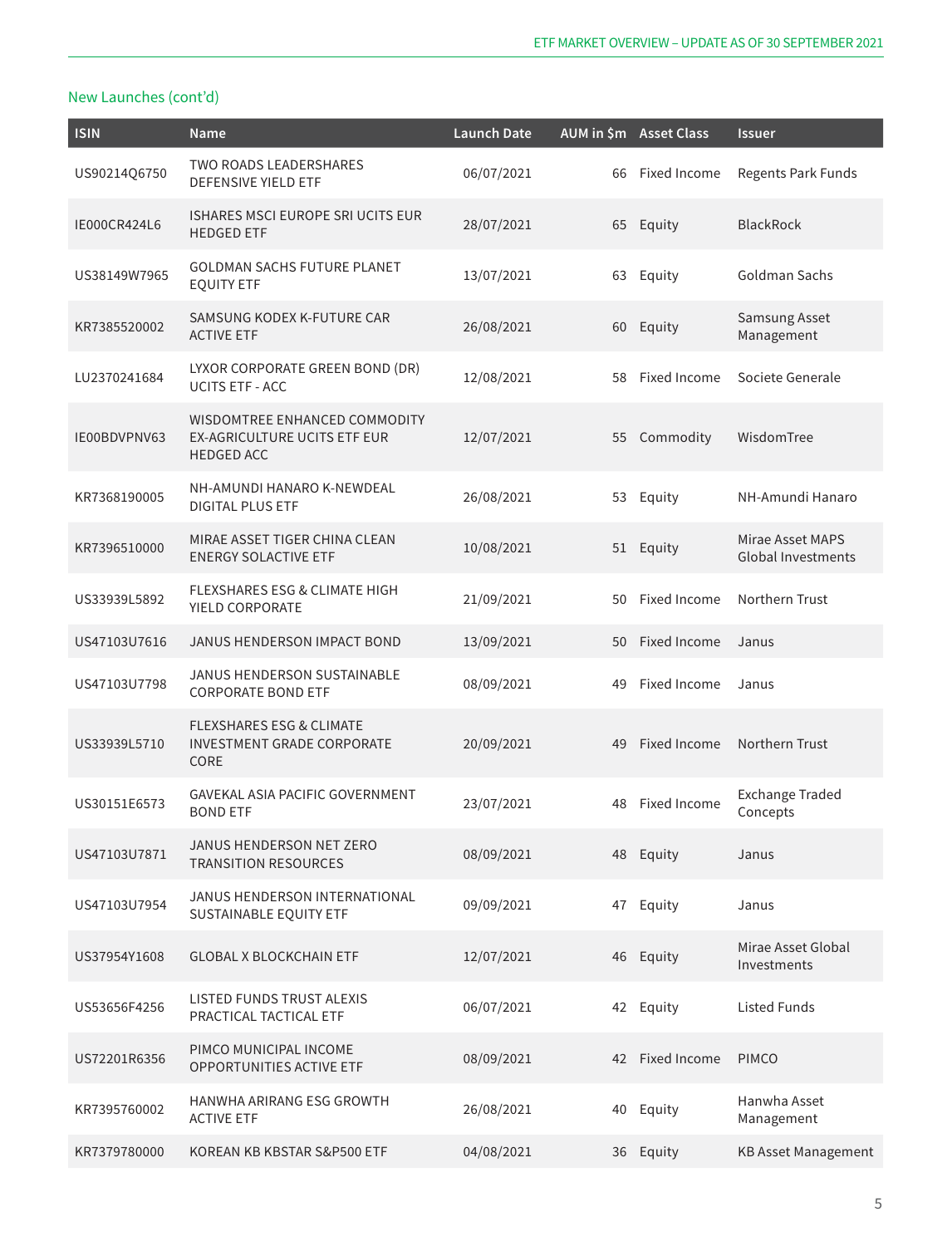## New Launches (cont'd)

| ISIN | Name | Launch Date | AUM in $m | Asset Class | Issuer |
|---|---|---|---|---|---|
| US90214Q6750 | TWO ROADS LEADERSHARES DEFENSIVE YIELD ETF | 06/07/2021 | 66 | Fixed Income | Regents Park Funds |
| IE000CR424L6 | ISHARES MSCI EUROPE SRI UCITS EUR HEDGED ETF | 28/07/2021 | 65 | Equity | BlackRock |
| US38149W7965 | GOLDMAN SACHS FUTURE PLANET EQUITY ETF | 13/07/2021 | 63 | Equity | Goldman Sachs |
| KR7385520002 | SAMSUNG KODEX K-FUTURE CAR ACTIVE ETF | 26/08/2021 | 60 | Equity | Samsung Asset Management |
| LU2370241684 | LYXOR CORPORATE GREEN BOND (DR) UCITS ETF - ACC | 12/08/2021 | 58 | Fixed Income | Societe Generale |
| IE00BDVPNV63 | WISDOMTREE ENHANCED COMMODITY EX-AGRICULTURE UCITS ETF EUR HEDGED ACC | 12/07/2021 | 55 | Commodity | WisdomTree |
| KR7368190005 | NH-AMUNDI HANARO K-NEWDEAL DIGITAL PLUS ETF | 26/08/2021 | 53 | Equity | NH-Amundi Hanaro |
| KR7396510000 | MIRAE ASSET TIGER CHINA CLEAN ENERGY SOLACTIVE ETF | 10/08/2021 | 51 | Equity | Mirae Asset MAPS Global Investments |
| US33939L5892 | FLEXSHARES ESG & CLIMATE HIGH YIELD CORPORATE | 21/09/2021 | 50 | Fixed Income | Northern Trust |
| US47103U7616 | JANUS HENDERSON IMPACT BOND | 13/09/2021 | 50 | Fixed Income | Janus |
| US47103U7798 | JANUS HENDERSON SUSTAINABLE CORPORATE BOND ETF | 08/09/2021 | 49 | Fixed Income | Janus |
| US33939L5710 | FLEXSHARES ESG & CLIMATE INVESTMENT GRADE CORPORATE CORE | 20/09/2021 | 49 | Fixed Income | Northern Trust |
| US30151E6573 | GAVEKAL ASIA PACIFIC GOVERNMENT BOND ETF | 23/07/2021 | 48 | Fixed Income | Exchange Traded Concepts |
| US47103U7871 | JANUS HENDERSON NET ZERO TRANSITION RESOURCES | 08/09/2021 | 48 | Equity | Janus |
| US47103U7954 | JANUS HENDERSON INTERNATIONAL SUSTAINABLE EQUITY ETF | 09/09/2021 | 47 | Equity | Janus |
| US37954Y1608 | GLOBAL X BLOCKCHAIN ETF | 12/07/2021 | 46 | Equity | Mirae Asset Global Investments |
| US53656F4256 | LISTED FUNDS TRUST ALEXIS PRACTICAL TACTICAL ETF | 06/07/2021 | 42 | Equity | Listed Funds |
| US72201R6356 | PIMCO MUNICIPAL INCOME OPPORTUNITIES ACTIVE ETF | 08/09/2021 | 42 | Fixed Income | PIMCO |
| KR7395760002 | HANWHA ARIRANG ESG GROWTH ACTIVE ETF | 26/08/2021 | 40 | Equity | Hanwha Asset Management |
| KR7379780000 | KOREAN KB KBSTAR S&P500 ETF | 04/08/2021 | 36 | Equity | KB Asset Management |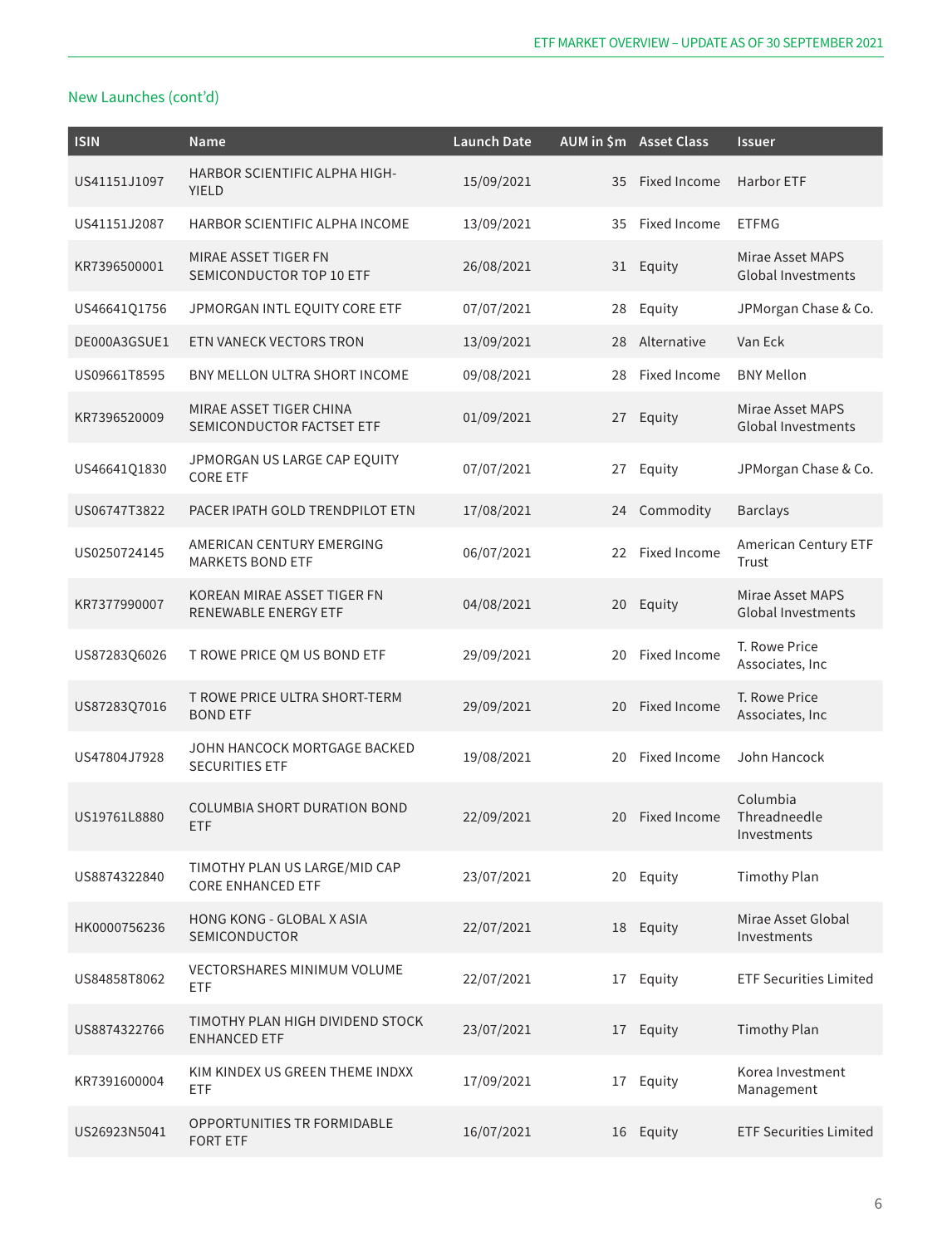## New Launches (cont'd)

| ISIN | Name | Launch Date | AUM in $m | Asset Class | Issuer |
|---|---|---|---|---|---|
| US41151J1097 | HARBOR SCIENTIFIC ALPHA HIGH-YIELD | 15/09/2021 | 35 | Fixed Income | Harbor ETF |
| US41151J2087 | HARBOR SCIENTIFIC ALPHA INCOME | 13/09/2021 | 35 | Fixed Income | ETFMG |
| KR7396500001 | MIRAE ASSET TIGER FN SEMICONDUCTOR TOP 10 ETF | 26/08/2021 | 31 | Equity | Mirae Asset MAPS Global Investments |
| US46641Q1756 | JPMORGAN INTL EQUITY CORE ETF | 07/07/2021 | 28 | Equity | JPMorgan Chase & Co. |
| DE000A3GSUE1 | ETN VANECK VECTORS TRON | 13/09/2021 | 28 | Alternative | Van Eck |
| US09661T8595 | BNY MELLON ULTRA SHORT INCOME | 09/08/2021 | 28 | Fixed Income | BNY Mellon |
| KR7396520009 | MIRAE ASSET TIGER CHINA SEMICONDUCTOR FACTSET ETF | 01/09/2021 | 27 | Equity | Mirae Asset MAPS Global Investments |
| US46641Q1830 | JPMORGAN US LARGE CAP EQUITY CORE ETF | 07/07/2021 | 27 | Equity | JPMorgan Chase & Co. |
| US06747T3822 | PACER IPATH GOLD TRENDPILOT ETN | 17/08/2021 | 24 | Commodity | Barclays |
| US0250724145 | AMERICAN CENTURY EMERGING MARKETS BOND ETF | 06/07/2021 | 22 | Fixed Income | American Century ETF Trust |
| KR7377990007 | KOREAN MIRAE ASSET TIGER FN RENEWABLE ENERGY ETF | 04/08/2021 | 20 | Equity | Mirae Asset MAPS Global Investments |
| US87283Q6026 | T ROWE PRICE QM US BOND ETF | 29/09/2021 | 20 | Fixed Income | T. Rowe Price Associates, Inc |
| US87283Q7016 | T ROWE PRICE ULTRA SHORT-TERM BOND ETF | 29/09/2021 | 20 | Fixed Income | T. Rowe Price Associates, Inc |
| US47804J7928 | JOHN HANCOCK MORTGAGE BACKED SECURITIES ETF | 19/08/2021 | 20 | Fixed Income | John Hancock |
| US19761L8880 | COLUMBIA SHORT DURATION BOND ETF | 22/09/2021 | 20 | Fixed Income | Columbia Threadneedle Investments |
| US8874322840 | TIMOTHY PLAN US LARGE/MID CAP CORE ENHANCED ETF | 23/07/2021 | 20 | Equity | Timothy Plan |
| HK0000756236 | HONG KONG - GLOBAL X ASIA SEMICONDUCTOR | 22/07/2021 | 18 | Equity | Mirae Asset Global Investments |
| US84858T8062 | VECTORSHARES MINIMUM VOLUME ETF | 22/07/2021 | 17 | Equity | ETF Securities Limited |
| US8874322766 | TIMOTHY PLAN HIGH DIVIDEND STOCK ENHANCED ETF | 23/07/2021 | 17 | Equity | Timothy Plan |
| KR7391600004 | KIM KINDEX US GREEN THEME INDXX ETF | 17/09/2021 | 17 | Equity | Korea Investment Management |
| US26923N5041 | OPPORTUNITIES TR FORMIDABLE FORT ETF | 16/07/2021 | 16 | Equity | ETF Securities Limited |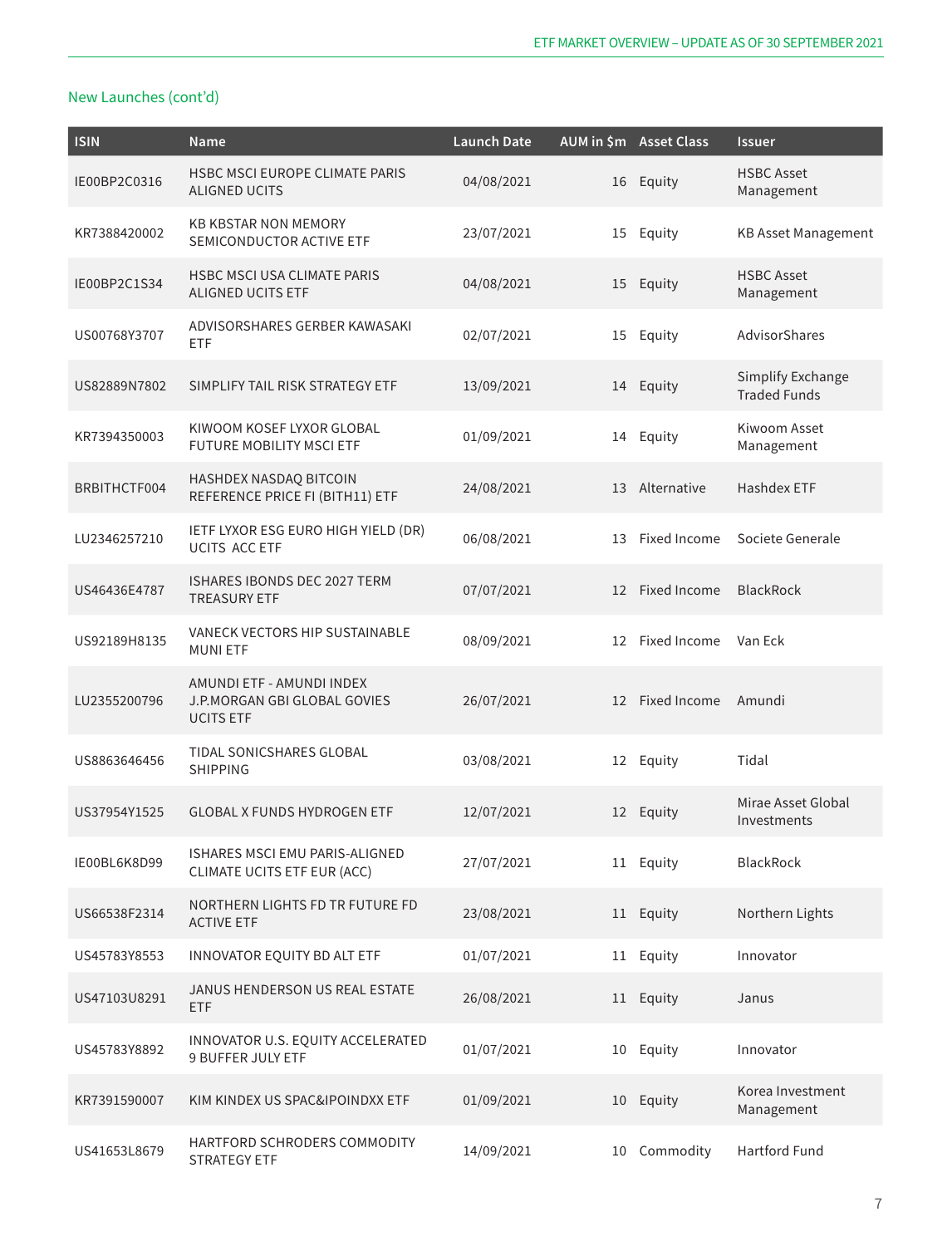## New Launches (cont'd)

| ISIN | Name | Launch Date | AUM in $m | Asset Class | Issuer |
|---|---|---|---|---|---|
| IE00BP2C0316 | HSBC MSCI EUROPE CLIMATE PARIS ALIGNED UCITS | 04/08/2021 | 16 | Equity | HSBC Asset Management |
| KR7388420002 | KB KBSTAR NON MEMORY SEMICONDUCTOR ACTIVE ETF | 23/07/2021 | 15 | Equity | KB Asset Management |
| IE00BP2C1S34 | HSBC MSCI USA CLIMATE PARIS ALIGNED UCITS ETF | 04/08/2021 | 15 | Equity | HSBC Asset Management |
| US00768Y3707 | ADVISORSHARES GERBER KAWASAKI ETF | 02/07/2021 | 15 | Equity | AdvisorShares |
| US82889N7802 | SIMPLIFY TAIL RISK STRATEGY ETF | 13/09/2021 | 14 | Equity | Simplify Exchange Traded Funds |
| KR7394350003 | KIWOOM KOSEF LYXOR GLOBAL FUTURE MOBILITY MSCI ETF | 01/09/2021 | 14 | Equity | Kiwoom Asset Management |
| BRBITHCTF004 | HASHDEX NASDAQ BITCOIN REFERENCE PRICE FI (BITH11) ETF | 24/08/2021 | 13 | Alternative | Hashdex ETF |
| LU2346257210 | IETF LYXOR ESG EURO HIGH YIELD (DR) UCITS ACC ETF | 06/08/2021 | 13 | Fixed Income | Societe Generale |
| US46436E4787 | ISHARES IBONDS DEC 2027 TERM TREASURY ETF | 07/07/2021 | 12 | Fixed Income | BlackRock |
| US92189H8135 | VANECK VECTORS HIP SUSTAINABLE MUNI ETF | 08/09/2021 | 12 | Fixed Income | Van Eck |
| LU2355200796 | AMUNDI ETF - AMUNDI INDEX J.P.MORGAN GBI GLOBAL GOVIES UCITS ETF | 26/07/2021 | 12 | Fixed Income | Amundi |
| US8863646456 | TIDAL SONICSHARES GLOBAL SHIPPING | 03/08/2021 | 12 | Equity | Tidal |
| US37954Y1525 | GLOBAL X FUNDS HYDROGEN ETF | 12/07/2021 | 12 | Equity | Mirae Asset Global Investments |
| IE00BL6K8D99 | ISHARES MSCI EMU PARIS-ALIGNED CLIMATE UCITS ETF EUR (ACC) | 27/07/2021 | 11 | Equity | BlackRock |
| US66538F2314 | NORTHERN LIGHTS FD TR FUTURE FD ACTIVE ETF | 23/08/2021 | 11 | Equity | Northern Lights |
| US45783Y8553 | INNOVATOR EQUITY BD ALT ETF | 01/07/2021 | 11 | Equity | Innovator |
| US47103U8291 | JANUS HENDERSON US REAL ESTATE ETF | 26/08/2021 | 11 | Equity | Janus |
| US45783Y8892 | INNOVATOR U.S. EQUITY ACCELERATED 9 BUFFER JULY ETF | 01/07/2021 | 10 | Equity | Innovator |
| KR7391590007 | KIM KINDEX US SPAC&IPOINDXX ETF | 01/09/2021 | 10 | Equity | Korea Investment Management |
| US41653L8679 | HARTFORD SCHRODERS COMMODITY STRATEGY ETF | 14/09/2021 | 10 | Commodity | Hartford Fund |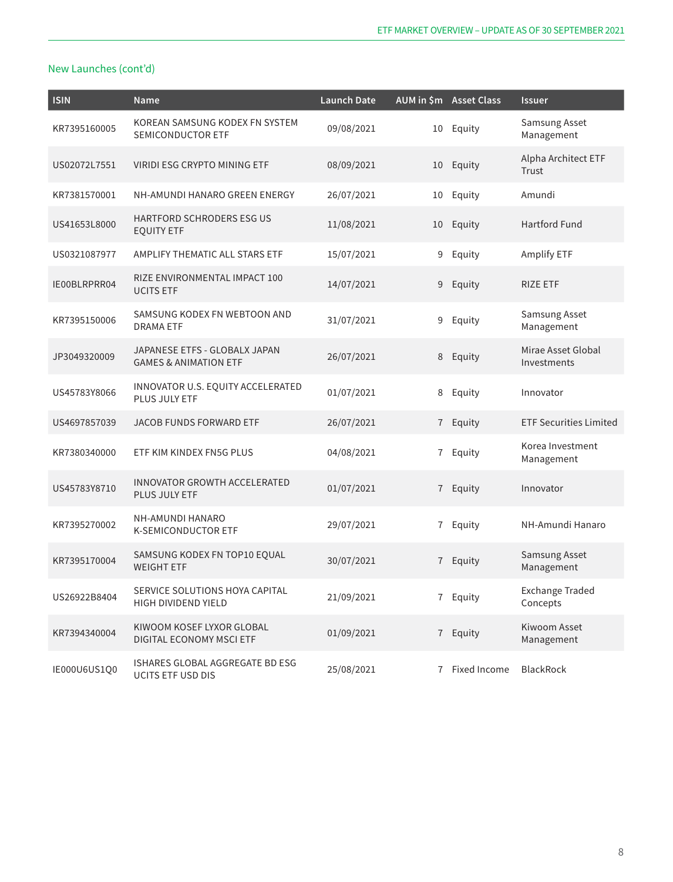## New Launches (cont'd)

| ISIN | Name | Launch Date | AUM in $m | Asset Class | Issuer |
|---|---|---|---|---|---|
| KR7395160005 | KOREAN SAMSUNG KODEX FN SYSTEM SEMICONDUCTOR ETF | 09/08/2021 | 10 | Equity | Samsung Asset Management |
| US02072L7551 | VIRIDI ESG CRYPTO MINING ETF | 08/09/2021 | 10 | Equity | Alpha Architect ETF Trust |
| KR7381570001 | NH-AMUNDI HANARO GREEN ENERGY | 26/07/2021 | 10 | Equity | Amundi |
| US41653L8000 | HARTFORD SCHRODERS ESG US EQUITY ETF | 11/08/2021 | 10 | Equity | Hartford Fund |
| US0321087977 | AMPLIFY THEMATIC ALL STARS ETF | 15/07/2021 | 9 | Equity | Amplify ETF |
| IE00BLRPRR04 | RIZE ENVIRONMENTAL IMPACT 100 UCITS ETF | 14/07/2021 | 9 | Equity | RIZE ETF |
| KR7395150006 | SAMSUNG KODEX FN WEBTOON AND DRAMA ETF | 31/07/2021 | 9 | Equity | Samsung Asset Management |
| JP3049320009 | JAPANESE ETFS - GLOBALX JAPAN GAMES & ANIMATION ETF | 26/07/2021 | 8 | Equity | Mirae Asset Global Investments |
| US45783Y8066 | INNOVATOR U.S. EQUITY ACCELERATED PLUS JULY ETF | 01/07/2021 | 8 | Equity | Innovator |
| US4697857039 | JACOB FUNDS FORWARD ETF | 26/07/2021 | 7 | Equity | ETF Securities Limited |
| KR7380340000 | ETF KIM KINDEX FN5G PLUS | 04/08/2021 | 7 | Equity | Korea Investment Management |
| US45783Y8710 | INNOVATOR GROWTH ACCELERATED PLUS JULY ETF | 01/07/2021 | 7 | Equity | Innovator |
| KR7395270002 | NH-AMUNDI HANARO K-SEMICONDUCTOR ETF | 29/07/2021 | 7 | Equity | NH-Amundi Hanaro |
| KR7395170004 | SAMSUNG KODEX FN TOP10 EQUAL WEIGHT ETF | 30/07/2021 | 7 | Equity | Samsung Asset Management |
| US26922B8404 | SERVICE SOLUTIONS HOYA CAPITAL HIGH DIVIDEND YIELD | 21/09/2021 | 7 | Equity | Exchange Traded Concepts |
| KR7394340004 | KIWOOM KOSEF LYXOR GLOBAL DIGITAL ECONOMY MSCI ETF | 01/09/2021 | 7 | Equity | Kiwoom Asset Management |
| IE000U6US1Q0 | ISHARES GLOBAL AGGREGATE BD ESG UCITS ETF USD DIS | 25/08/2021 | 7 | Fixed Income | BlackRock |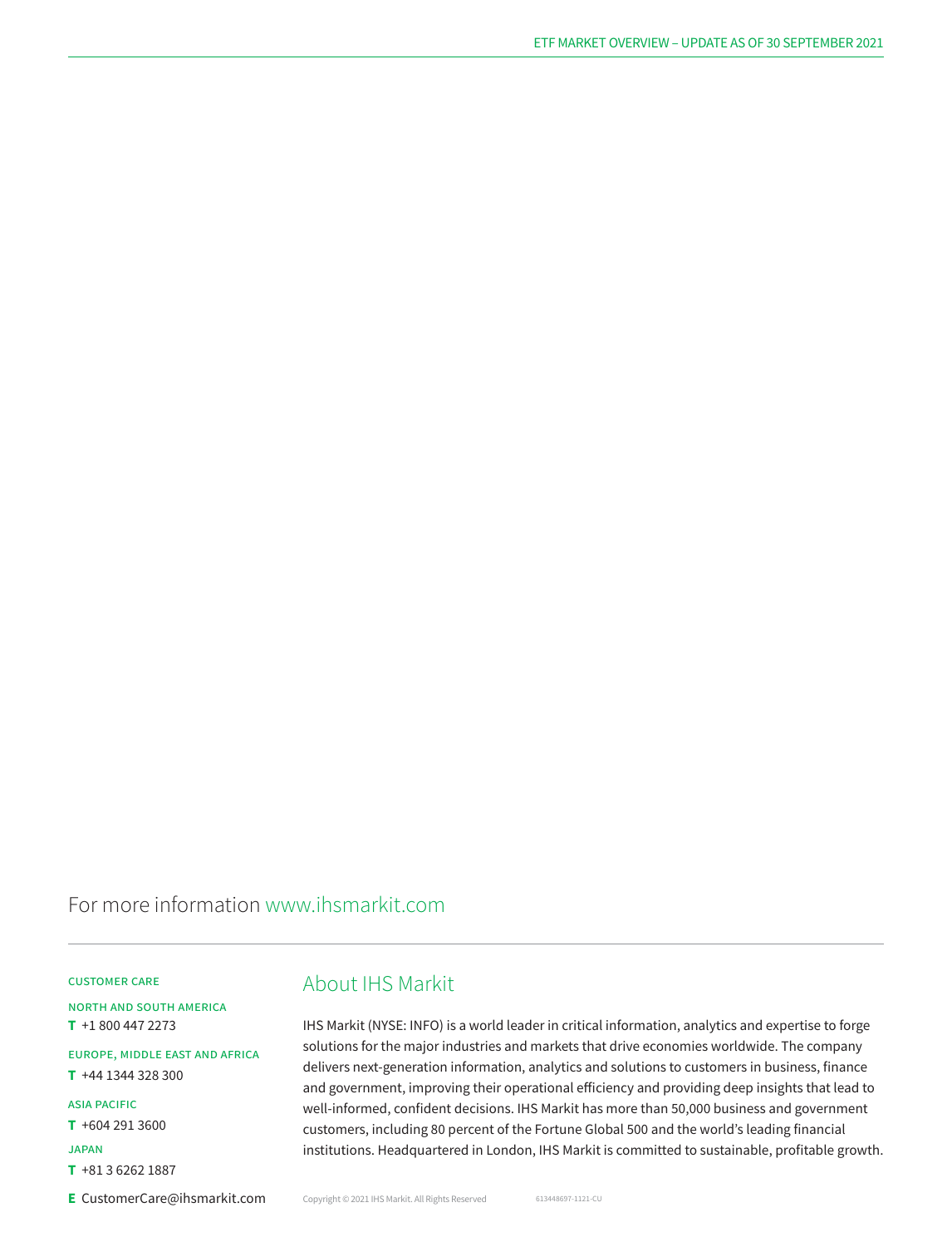For more information www.ihsmarkit.com

CUSTOMER CARE

NORTH AND SOUTH AMERICA
**T** +1 800 447 2273

EUROPE, MIDDLE EAST AND AFRICA
**T** +44 1344 328 300

ASIA PACIFIC
**T** +604 291 3600

JAPAN
**T** +81 3 6262 1887

**E** CustomerCare@ihsmarkit.com

## About IHS Markit

IHS Markit (NYSE: INFO) is a world leader in critical information, analytics and expertise to forge solutions for the major industries and markets that drive economies worldwide. The company delivers next-generation information, analytics and solutions to customers in business, finance and government, improving their operational efficiency and providing deep insights that lead to well-informed, confident decisions. IHS Markit has more than 50,000 business and government customers, including 80 percent of the Fortune Global 500 and the world's leading financial institutions. Headquartered in London, IHS Markit is committed to sustainable, profitable growth.

Copyright © 2021 IHS Markit. All Rights Reserved

613448697-1121-CU